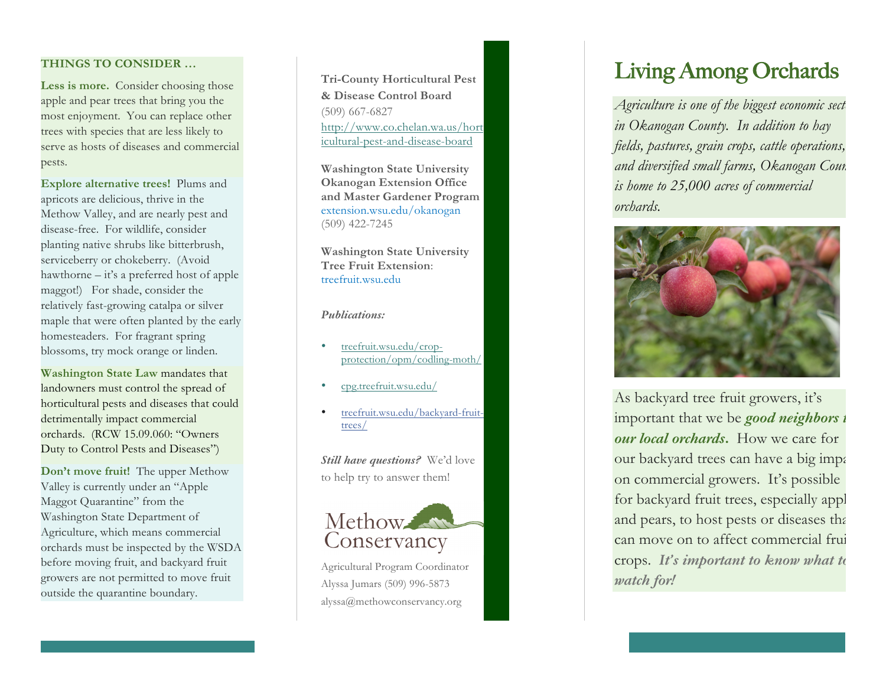**THINGS TO CONSIDER …**

**Less is more.** Consider choosing those apple and pear trees that bring you the most enjoyment. You can replace other trees with species that are less likely to serve as hosts of diseases and commercial pests.

**Explore alternative trees!** Plums and apricots are delicious, thrive in the Methow Valley, and are nearly pest and disease-free. For wildlife, consider planting native shrubs like bitterbrush, serviceberry or chokeberry. (Avoid hawthorne – it's a preferred host of apple maggot!) For shade, consider the relatively fast-growing catalpa or silver maple that were often planted by the early homesteaders. For fragrant spring blossoms, try mock orange or linden.

**Washington State Law** mandates that landowners must control the spread of horticultural pests and diseases that could detrimentally impact commercial orchards. (RCW 15.09.060: "Owners Duty to Control Pests and Diseases")

**Don't move fruit!** The upper Methow Valley is currently under an "Apple Maggot Quarantine" from the Washington State Department of Agriculture, which means commercial orchards must be inspected by the WSDA before moving fruit, and backyard fruit growers are not permitted to move fruit outside the quarantine boundary.

**Tri-County Horticultural Pest & Disease Control Board**
(509) 667-6827
http://www.co.chelan.wa.us/horticultural-pest-and-disease-board

**Washington State University Okanogan Extension Office and Master Gardener Program**
extension.wsu.edu/okanogan
(509) 422-7245

**Washington State University Tree Fruit Extension**:
treefruit.wsu.edu

***Publications:***

- treefruit.wsu.edu/crop-protection/opm/codling-moth/
- cpg.treefruit.wsu.edu/
- treefruit.wsu.edu/backyard-fruit-trees/

***Still have questions?*** We'd love to help try to answer them!

Methow Conservancy

Agricultural Program Coordinator
Alyssa Jumars (509) 996-5873
alyssa@methowconservancy.org

# Living Among Orchards

*Agriculture is one of the biggest economic sect in Okanogan County. In addition to hay fields, pastures, grain crops, cattle operations, and diversified small farms, Okanogan Coun is home to 25,000 acres of commercial orchards.*

As backyard tree fruit growers, it's important that we be ***good neighbors t our local orchards***. How we care for our backyard trees can have a big impa on commercial growers. It's possible for backyard fruit trees, especially appl and pears, to host pests or diseases tha can move on to affect commercial frui crops. ***It's important to know what to watch for!***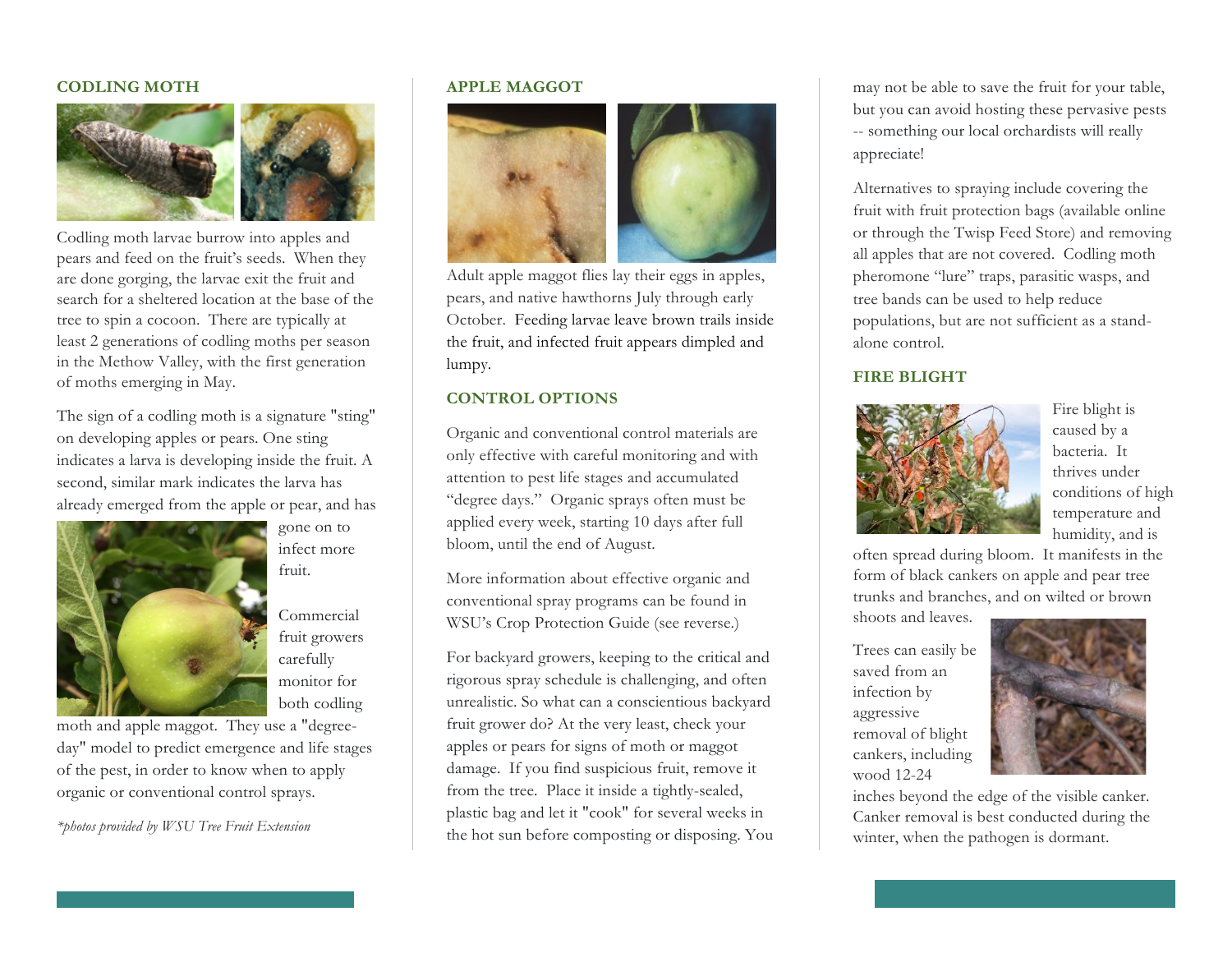## CODLING MOTH

Codling moth larvae burrow into apples and pears and feed on the fruit's seeds. When they are done gorging, the larvae exit the fruit and search for a sheltered location at the base of the tree to spin a cocoon. There are typically at least 2 generations of codling moths per season in the Methow Valley, with the first generation of moths emerging in May.

The sign of a codling moth is a signature "sting" on developing apples or pears. One sting indicates a larva is developing inside the fruit. A second, similar mark indicates the larva has already emerged from the apple or pear, and has gone on to infect more fruit.

Commercial fruit growers carefully monitor for both codling moth and apple maggot. They use a "degree-day" model to predict emergence and life stages of the pest, in order to know when to apply organic or conventional control sprays.

*\*photos provided by WSU Tree Fruit Extension*

## APPLE MAGGOT

Adult apple maggot flies lay their eggs in apples, pears, and native hawthorns July through early October. Feeding larvae leave brown trails inside the fruit, and infected fruit appears dimpled and lumpy.

## CONTROL OPTIONS

Organic and conventional control materials are only effective with careful monitoring and with attention to pest life stages and accumulated "degree days." Organic sprays often must be applied every week, starting 10 days after full bloom, until the end of August.

More information about effective organic and conventional spray programs can be found in WSU's Crop Protection Guide (see reverse.)

For backyard growers, keeping to the critical and rigorous spray schedule is challenging, and often unrealistic. So what can a conscientious backyard fruit grower do? At the very least, check your apples or pears for signs of moth or maggot damage. If you find suspicious fruit, remove it from the tree. Place it inside a tightly-sealed, plastic bag and let it "cook" for several weeks in the hot sun before composting or disposing. You may not be able to save the fruit for your table, but you can avoid hosting these pervasive pests -- something our local orchardists will really appreciate!

Alternatives to spraying include covering the fruit with fruit protection bags (available online or through the Twisp Feed Store) and removing all apples that are not covered. Codling moth pheromone "lure" traps, parasitic wasps, and tree bands can be used to help reduce populations, but are not sufficient as a stand-alone control.

## FIRE BLIGHT

Fire blight is caused by a bacteria. It thrives under conditions of high temperature and humidity, and is often spread during bloom. It manifests in the form of black cankers on apple and pear tree trunks and branches, and on wilted or brown shoots and leaves.

Trees can easily be saved from an infection by aggressive removal of blight cankers, including wood 12-24 inches beyond the edge of the visible canker. Canker removal is best conducted during the winter, when the pathogen is dormant.